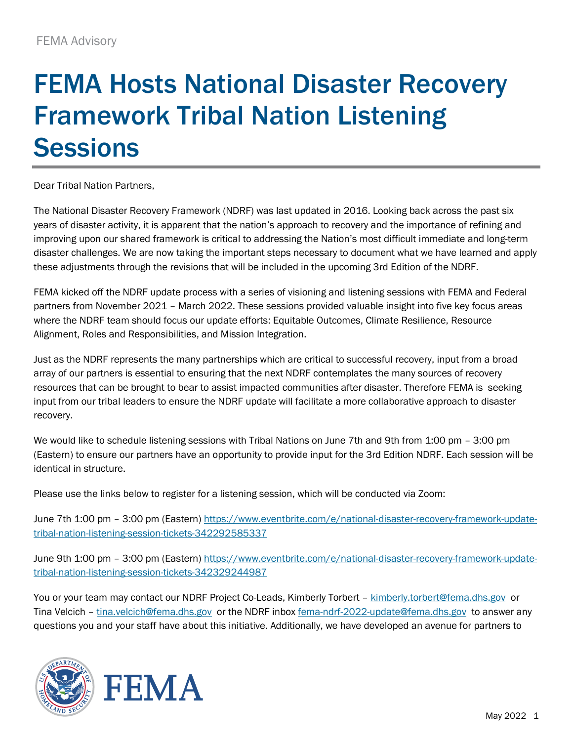FEMA Advisory

# FEMA Hosts National Disaster Recovery Framework Tribal Nation Listening Sessions

Dear Tribal Nation Partners,

The National Disaster Recovery Framework (NDRF) was last updated in 2016. Looking back across the past six years of disaster activity, it is apparent that the nation's approach to recovery and the importance of refining and improving upon our shared framework is critical to addressing the Nation's most difficult immediate and long-term disaster challenges. We are now taking the important steps necessary to document what we have learned and apply these adjustments through the revisions that will be included in the upcoming 3rd Edition of the NDRF.

FEMA kicked off the NDRF update process with a series of visioning and listening sessions with FEMA and Federal partners from November 2021 – March 2022. These sessions provided valuable insight into five key focus areas where the NDRF team should focus our update efforts: Equitable Outcomes, Climate Resilience, Resource Alignment, Roles and Responsibilities, and Mission Integration.

Just as the NDRF represents the many partnerships which are critical to successful recovery, input from a broad array of our partners is essential to ensuring that the next NDRF contemplates the many sources of recovery resources that can be brought to bear to assist impacted communities after disaster. Therefore FEMA is seeking input from our tribal leaders to ensure the NDRF update will facilitate a more collaborative approach to disaster recovery.

We would like to schedule listening sessions with Tribal Nations on June 7th and 9th from 1:00 pm – 3:00 pm (Eastern) to ensure our partners have an opportunity to provide input for the 3rd Edition NDRF. Each session will be identical in structure.

Please use the links below to register for a listening session, which will be conducted via Zoom:

June 7th 1:00 pm – 3:00 pm (Eastern) https://www.eventbrite.com/e/national-disaster-recovery-framework-update-tribal-nation-listening-session-tickets-342292585337

June 9th 1:00 pm – 3:00 pm (Eastern) https://www.eventbrite.com/e/national-disaster-recovery-framework-update-tribal-nation-listening-session-tickets-342329244987

You or your team may contact our NDRF Project Co-Leads, Kimberly Torbert – kimberly.torbert@fema.dhs.gov or Tina Velcich – tina.velcich@fema.dhs.gov or the NDRF inbox fema-ndrf-2022-update@fema.dhs.gov to answer any questions you and your staff have about this initiative. Additionally, we have developed an avenue for partners to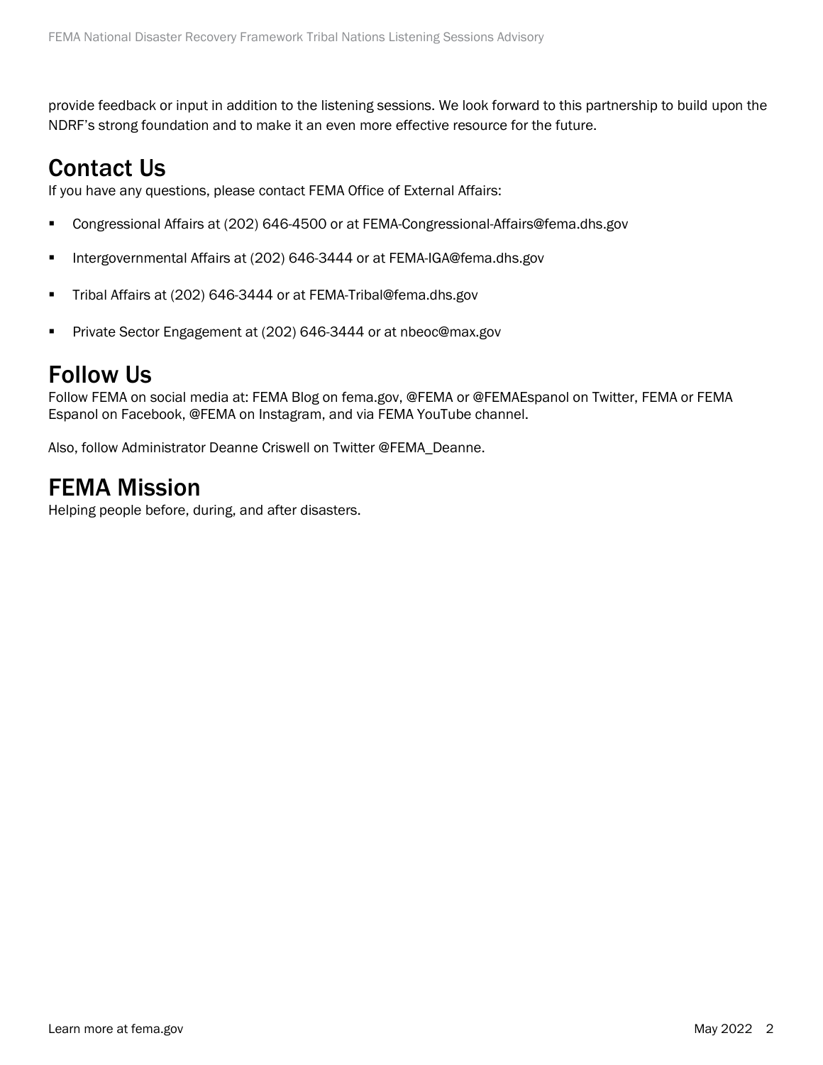provide feedback or input in addition to the listening sessions. We look forward to this partnership to build upon the NDRF's strong foundation and to make it an even more effective resource for the future.

## Contact Us

If you have any questions, please contact FEMA Office of External Affairs:

- Congressional Affairs at (202) 646-4500 or at FEMA-Congressional-Affairs@fema.dhs.gov
- Intergovernmental Affairs at (202) 646-3444 or at FEMA-IGA@fema.dhs.gov
- Tribal Affairs at (202) 646-3444 or at FEMA-Tribal@fema.dhs.gov
- Private Sector Engagement at (202) 646-3444 or at nbeoc@max.gov

## Follow Us

Follow FEMA on social media at: FEMA Blog on fema.gov, @FEMA or @FEMAEspanol on Twitter, FEMA or FEMA Espanol on Facebook, @FEMA on Instagram, and via FEMA YouTube channel.

Also, follow Administrator Deanne Criswell on Twitter @FEMA_Deanne.

## FEMA Mission

Helping people before, during, and after disasters.